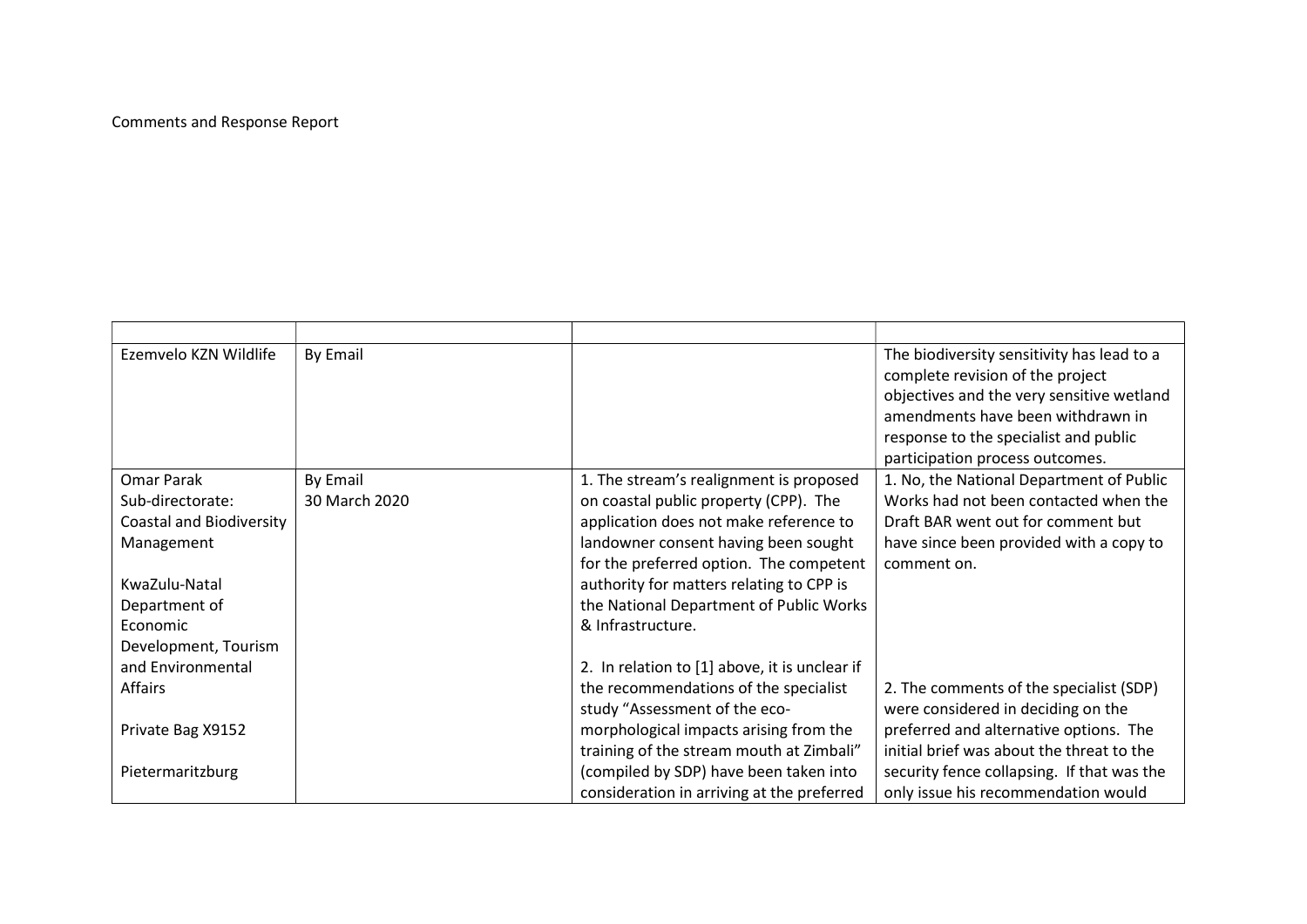Comments and Response Report

| | | | |
|---|---|---|---|
| Ezemvelo KZN Wildlife | By Email | | The biodiversity sensitivity has lead to a complete revision of the project objectives and the very sensitive wetland amendments have been withdrawn in response to the specialist and public participation process outcomes. |
| Omar Parak<br>Sub-directorate: Coastal and Biodiversity Management<br><br>KwaZulu-Natal Department of Economic Development, Tourism and Environmental Affairs<br><br>Private Bag X9152<br><br>Pietermaritzburg | By Email<br>30 March 2020 | 1. The stream's realignment is proposed on coastal public property (CPP). The application does not make reference to landowner consent having been sought for the preferred option. The competent authority for matters relating to CPP is the National Department of Public Works & Infrastructure.<br><br>2. In relation to [1] above, it is unclear if the recommendations of the specialist study "Assessment of the eco-morphological impacts arising from the training of the stream mouth at Zimbali" (compiled by SDP) have been taken into consideration in arriving at the preferred | 1. No, the National Department of Public Works had not been contacted when the Draft BAR went out for comment but have since been provided with a copy to comment on.<br><br>2. The comments of the specialist (SDP) were considered in deciding on the preferred and alternative options. The initial brief was about the threat to the security fence collapsing. If that was the only issue his recommendation would |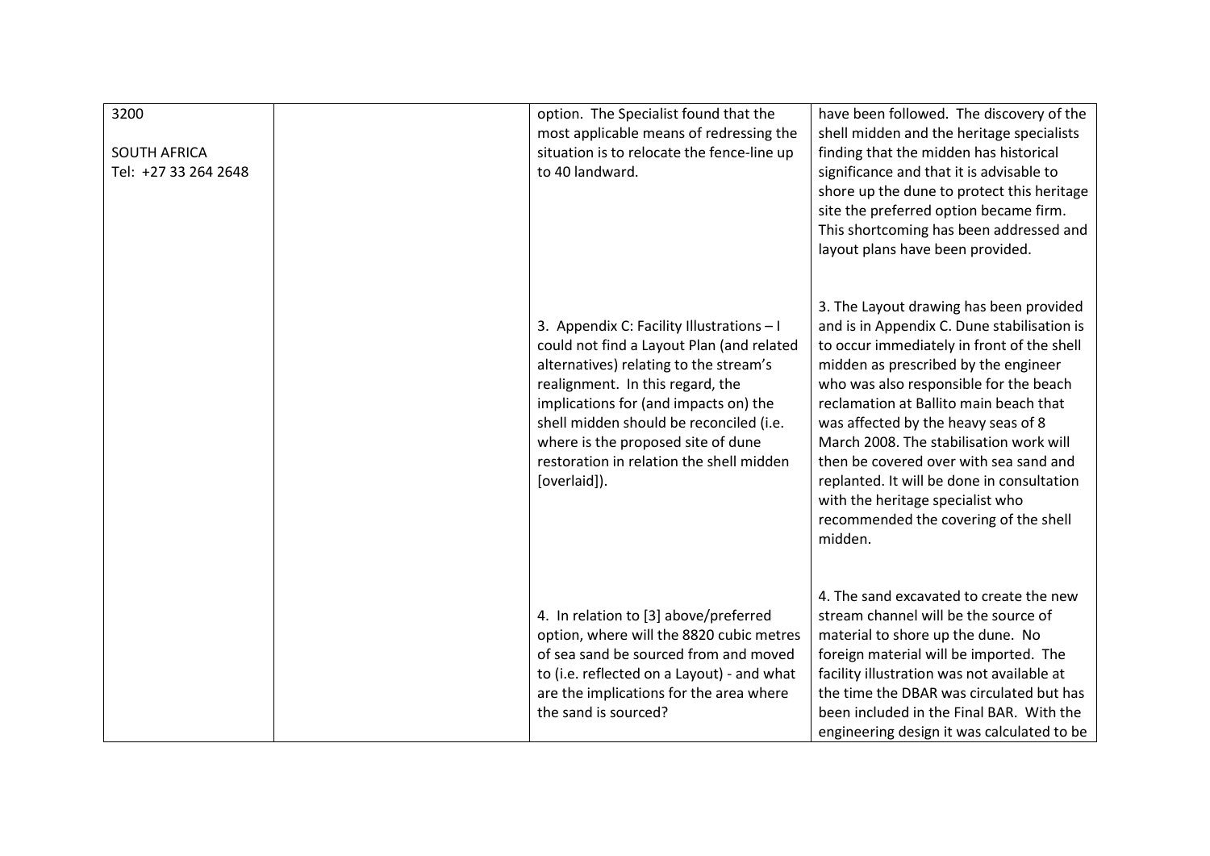| 3200<br><br>SOUTH AFRICA<br>Tel: +27 33 264 2648 | | option. The Specialist found that the most applicable means of redressing the situation is to relocate the fence-line up to 40 landward. | have been followed. The discovery of the shell midden and the heritage specialists finding that the midden has historical significance and that it is advisable to shore up the dune to protect this heritage site the preferred option became firm. This shortcoming has been addressed and layout plans have been provided. |
|---|---|---|---|
| | | 3. Appendix C: Facility Illustrations – I could not find a Layout Plan (and related alternatives) relating to the stream's realignment. In this regard, the implications for (and impacts on) the shell midden should be reconciled (i.e. where is the proposed site of dune restoration in relation the shell midden [overlaid]). | 3. The Layout drawing has been provided and is in Appendix C. Dune stabilisation is to occur immediately in front of the shell midden as prescribed by the engineer who was also responsible for the beach reclamation at Ballito main beach that was affected by the heavy seas of 8 March 2008. The stabilisation work will then be covered over with sea sand and replanted. It will be done in consultation with the heritage specialist who recommended the covering of the shell midden. |
| | | 4. In relation to [3] above/preferred option, where will the 8820 cubic metres of sea sand be sourced from and moved to (i.e. reflected on a Layout) - and what are the implications for the area where the sand is sourced? | 4. The sand excavated to create the new stream channel will be the source of material to shore up the dune. No foreign material will be imported. The facility illustration was not available at the time the DBAR was circulated but has been included in the Final BAR. With the engineering design it was calculated to be |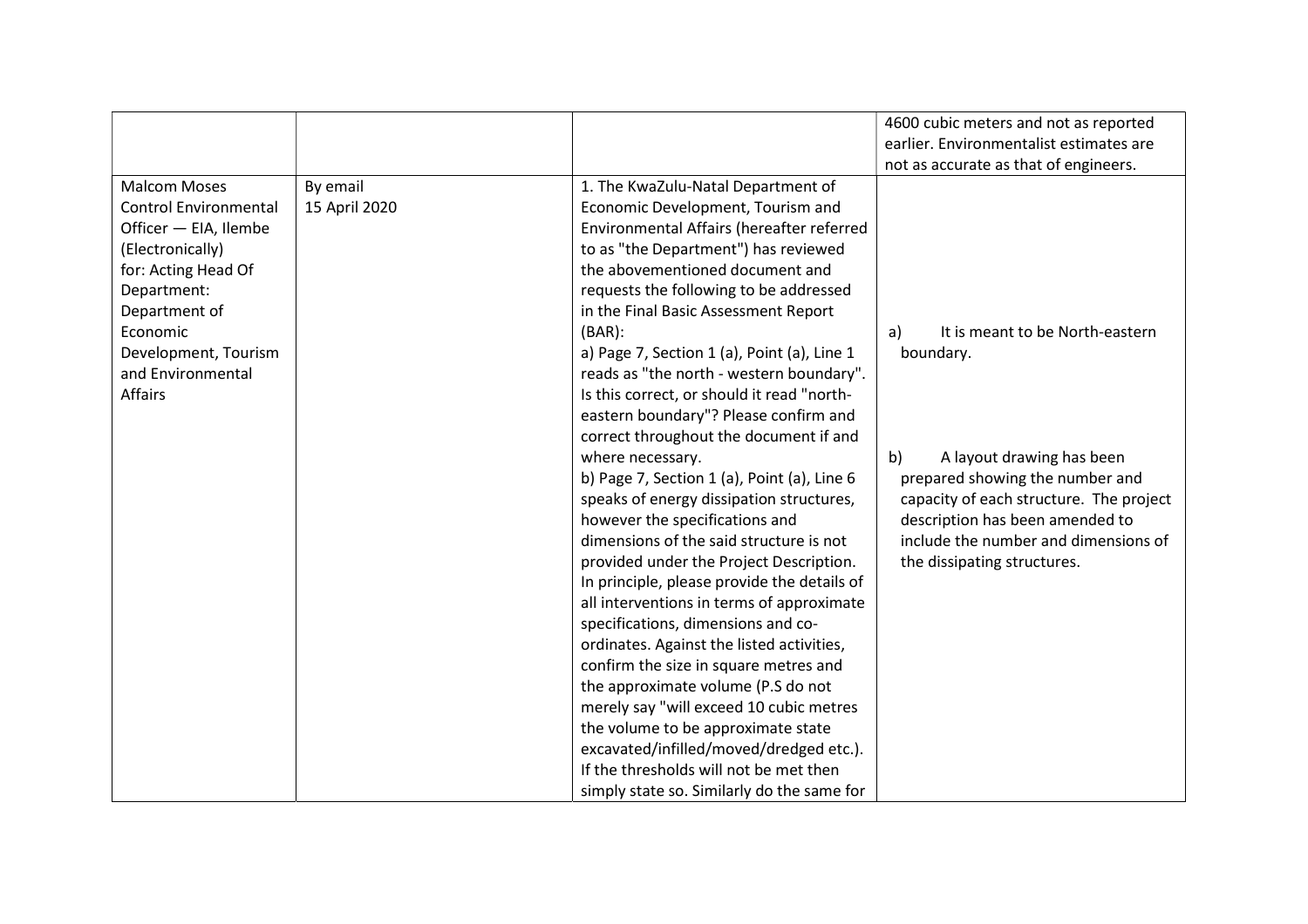|  |  |  |  |
|---|---|---|---|
|  |  |  | 4600 cubic meters and not as reported earlier. Environmentalist estimates are not as accurate as that of engineers. |
| Malcom Moses Control Environmental Officer — EIA, Ilembe (Electronically) for: Acting Head Of Department: Department of Economic Development, Tourism and Environmental Affairs | By email 15 April 2020 | 1. The KwaZulu-Natal Department of Economic Development, Tourism and Environmental Affairs (hereafter referred to as "the Department") has reviewed the abovementioned document and requests the following to be addressed in the Final Basic Assessment Report (BAR):<br>a) Page 7, Section 1 (a), Point (a), Line 1 reads as "the north - western boundary". Is this correct, or should it read "north-eastern boundary"? Please confirm and correct throughout the document if and where necessary.<br>b) Page 7, Section 1 (a), Point (a), Line 6 speaks of energy dissipation structures, however the specifications and dimensions of the said structure is not provided under the Project Description. In principle, please provide the details of all interventions in terms of approximate specifications, dimensions and co-ordinates. Against the listed activities, confirm the size in square metres and the approximate volume (P.S do not merely say "will exceed 10 cubic metres the volume to be approximate state excavated/infilled/moved/dredged etc.). If the thresholds will not be met then simply state so. Similarly do the same for | a) It is meant to be North-eastern boundary.<br><br>b) A layout drawing has been prepared showing the number and capacity of each structure. The project description has been amended to include the number and dimensions of the dissipating structures. |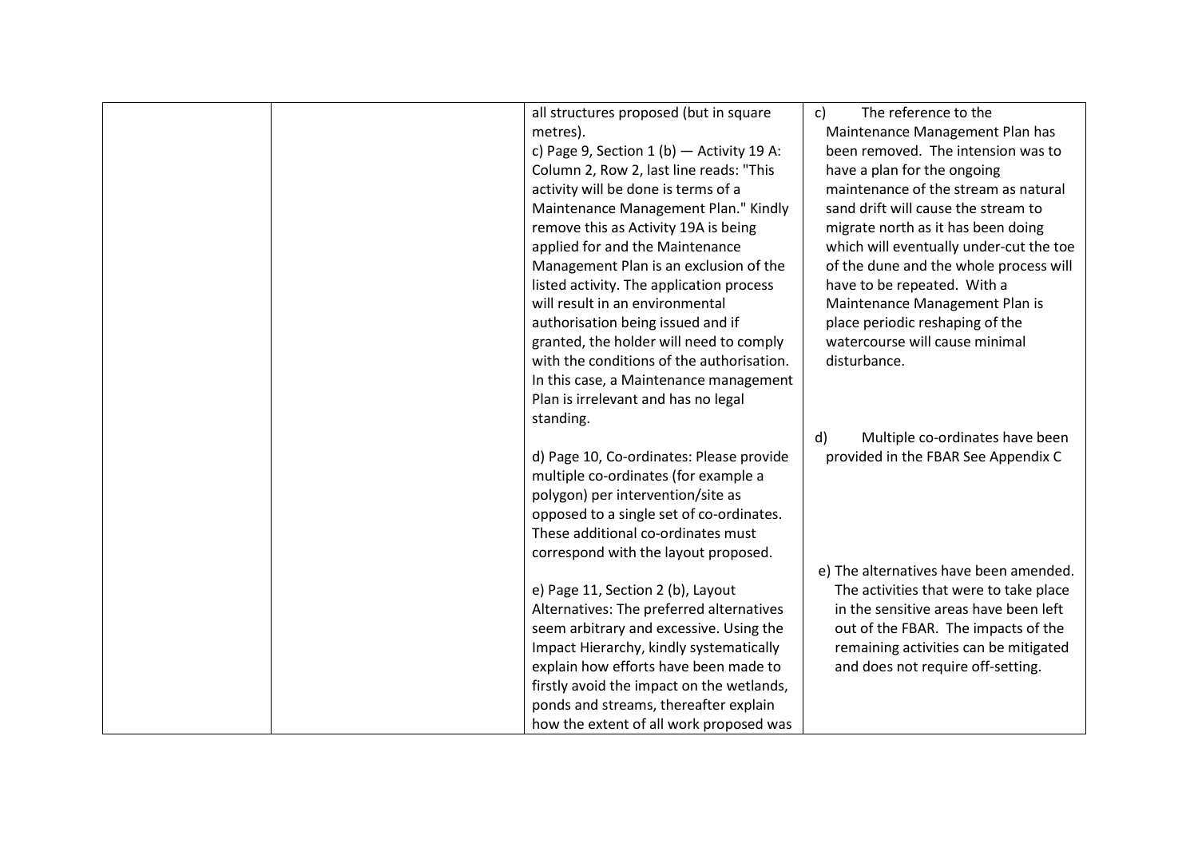| | | | |
|---|---|---|---|
| | | all structures proposed (but in square metres).<br><br>c) Page 9, Section 1 (b) — Activity 19 A: Column 2, Row 2, last line reads: "This activity will be done is terms of a Maintenance Management Plan." Kindly remove this as Activity 19A is being applied for and the Maintenance Management Plan is an exclusion of the listed activity. The application process will result in an environmental authorisation being issued and if granted, the holder will need to comply with the conditions of the authorisation. In this case, a Maintenance management Plan is irrelevant and has no legal standing.<br><br>d) Page 10, Co-ordinates: Please provide multiple co-ordinates (for example a polygon) per intervention/site as opposed to a single set of co-ordinates. These additional co-ordinates must correspond with the layout proposed.<br><br>e) Page 11, Section 2 (b), Layout Alternatives: The preferred alternatives seem arbitrary and excessive. Using the Impact Hierarchy, kindly systematically explain how efforts have been made to firstly avoid the impact on the wetlands, ponds and streams, thereafter explain how the extent of all work proposed was | c) The reference to the Maintenance Management Plan has been removed. The intension was to have a plan for the ongoing maintenance of the stream as natural sand drift will cause the stream to migrate north as it has been doing which will eventually under-cut the toe of the dune and the whole process will have to be repeated. With a Maintenance Management Plan is place periodic reshaping of the watercourse will cause minimal disturbance.<br><br>d) Multiple co-ordinates have been provided in the FBAR See Appendix C<br><br>e) The alternatives have been amended. The activities that were to take place in the sensitive areas have been left out of the FBAR. The impacts of the remaining activities can be mitigated and does not require off-setting. |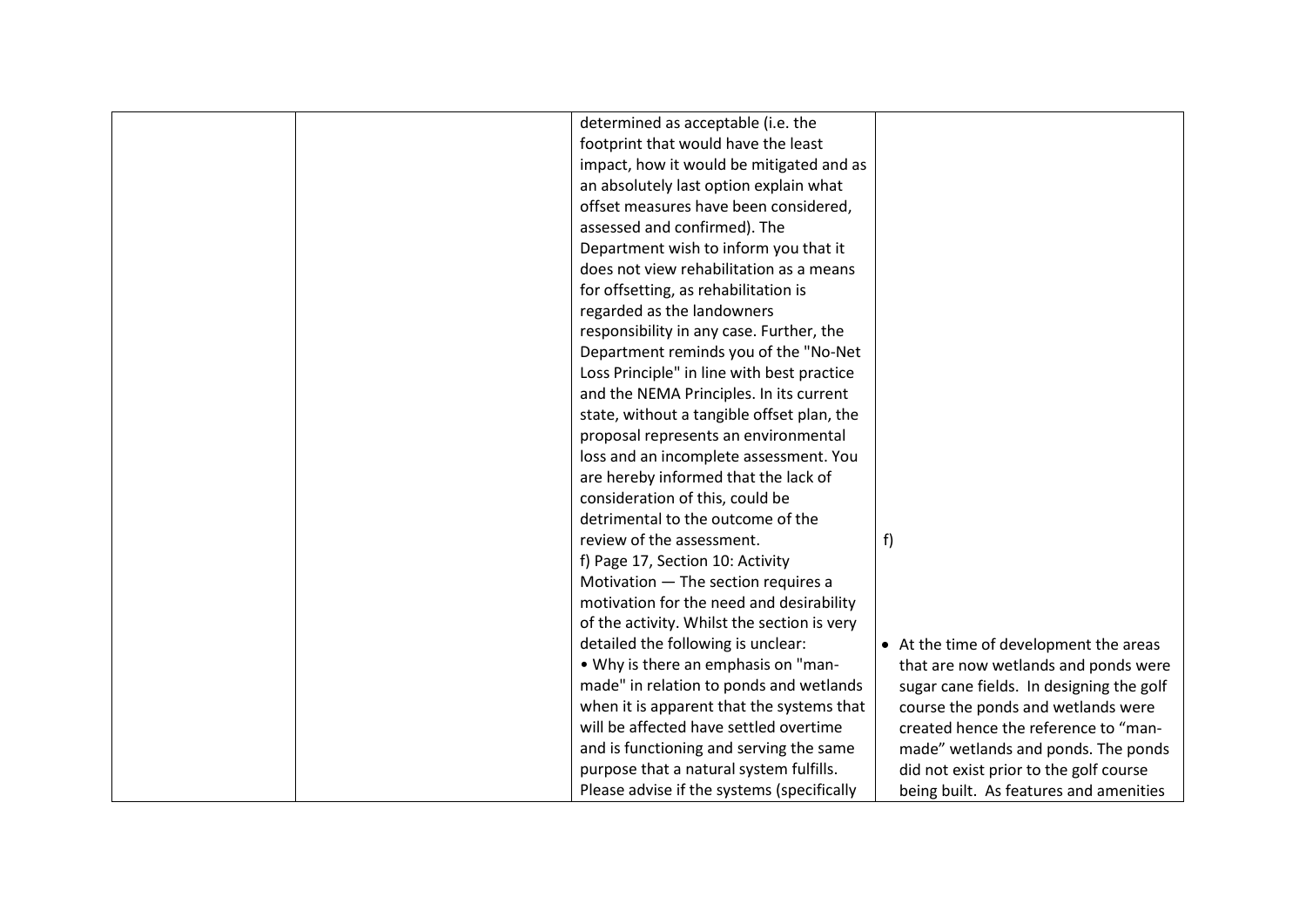|  |  |  |  |
|---|---|---|---|
|  |  | determined as acceptable (i.e. the footprint that would have the least impact, how it would be mitigated and as an absolutely last option explain what offset measures have been considered, assessed and confirmed). The Department wish to inform you that it does not view rehabilitation as a means for offsetting, as rehabilitation is regarded as the landowners responsibility in any case. Further, the Department reminds you of the "No-Net Loss Principle" in line with best practice and the NEMA Principles. In its current state, without a tangible offset plan, the proposal represents an environmental loss and an incomplete assessment. You are hereby informed that the lack of consideration of this, could be detrimental to the outcome of the review of the assessment.<br>f) Page 17, Section 10: Activity Motivation — The section requires a motivation for the need and desirability of the activity. Whilst the section is very detailed the following is unclear:<br>• Why is there an emphasis on "man-made" in relation to ponds and wetlands when it is apparent that the systems that will be affected have settled overtime and is functioning and serving the same purpose that a natural system fulfills. Please advise if the systems (specifically | f)<br>• At the time of development the areas that are now wetlands and ponds were sugar cane fields. In designing the golf course the ponds and wetlands were created hence the reference to "man-made" wetlands and ponds. The ponds did not exist prior to the golf course being built. As features and amenities |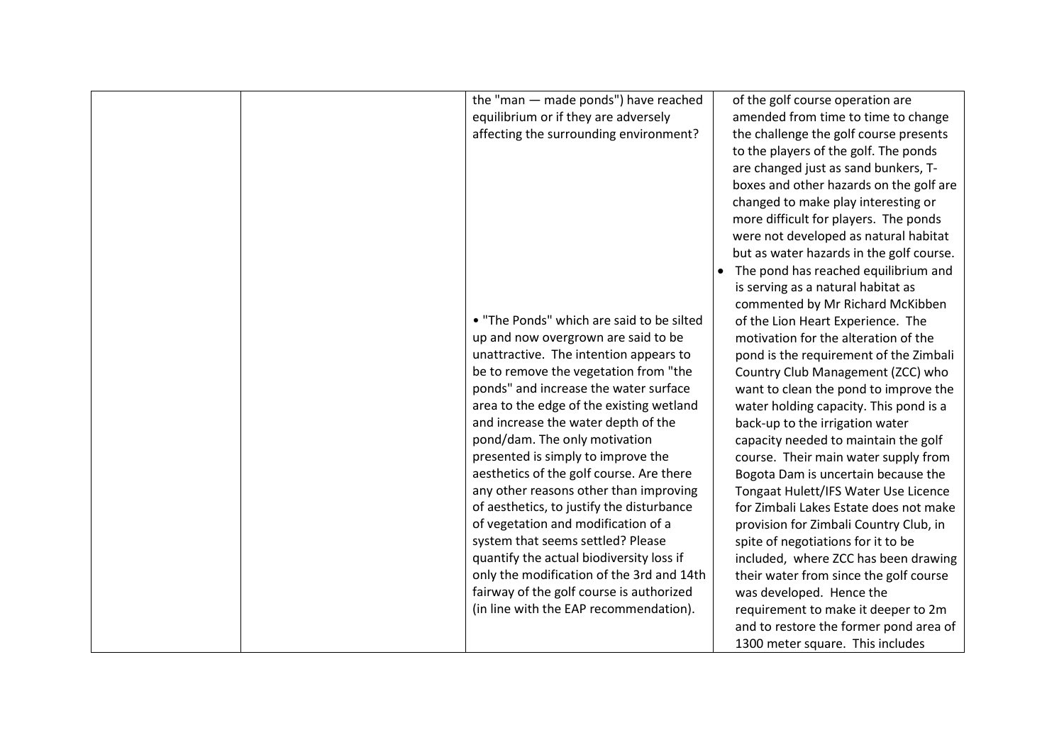|  |  |  |  |
|---|---|---|---|
|  |  | the "man — made ponds") have reached equilibrium or if they are adversely affecting the surrounding environment?<br><br>• "The Ponds" which are said to be silted up and now overgrown are said to be unattractive. The intention appears to be to remove the vegetation from "the ponds" and increase the water surface area to the edge of the existing wetland and increase the water depth of the pond/dam. The only motivation presented is simply to improve the aesthetics of the golf course. Are there any other reasons other than improving of aesthetics, to justify the disturbance of vegetation and modification of a system that seems settled? Please quantify the actual biodiversity loss if only the modification of the 3rd and 14th fairway of the golf course is authorized (in line with the EAP recommendation). | of the golf course operation are amended from time to time to change the challenge the golf course presents to the players of the golf. The ponds are changed just as sand bunkers, T-boxes and other hazards on the golf are changed to make play interesting or more difficult for players. The ponds were not developed as natural habitat but as water hazards in the golf course.<br>• The pond has reached equilibrium and is serving as a natural habitat as commented by Mr Richard McKibben of the Lion Heart Experience. The motivation for the alteration of the pond is the requirement of the Zimbali Country Club Management (ZCC) who want to clean the pond to improve the water holding capacity. This pond is a back-up to the irrigation water capacity needed to maintain the golf course. Their main water supply from Bogota Dam is uncertain because the Tongaat Hulett/IFS Water Use Licence for Zimbali Lakes Estate does not make provision for Zimbali Country Club, in spite of negotiations for it to be included, where ZCC has been drawing their water from since the golf course was developed. Hence the requirement to make it deeper to 2m and to restore the former pond area of 1300 meter square. This includes |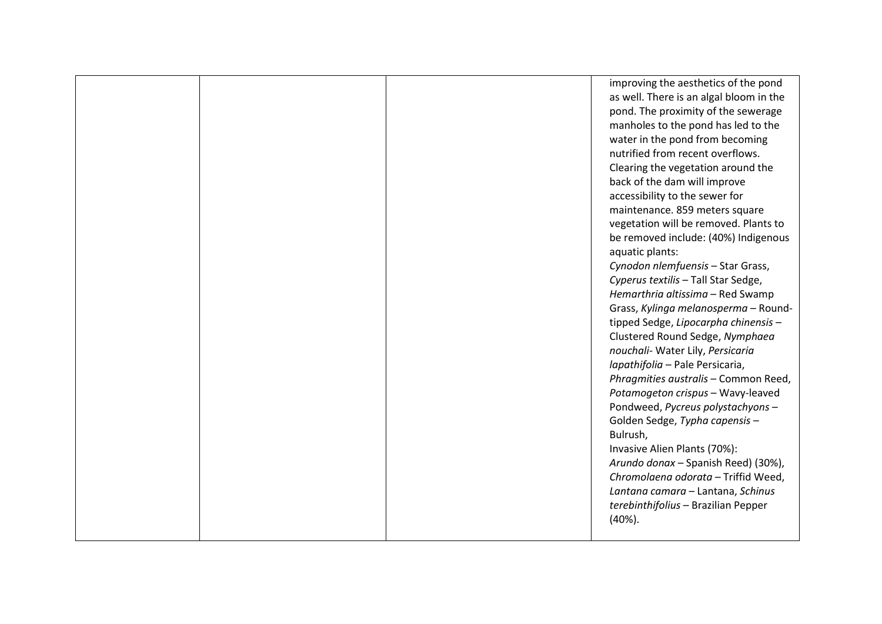|  |  |  | improving the aesthetics of the pond as well. There is an algal bloom in the pond. The proximity of the sewerage manholes to the pond has led to the water in the pond from becoming nutrified from recent overflows. Clearing the vegetation around the back of the dam will improve accessibility to the sewer for maintenance. 859 meters square vegetation will be removed. Plants to be removed include: (40%) Indigenous aquatic plants: *Cynodon nlemfuensis* – Star Grass, *Cyperus textilis* – Tall Star Sedge, *Hemarthria altissima* – Red Swamp Grass, *Kylinga melanosperma* – Round-tipped Sedge, *Lipocarpha chinensis* – Clustered Round Sedge, *Nymphaea nouchali*- Water Lily, *Persicaria lapathifolia* – Pale Persicaria, *Phragmities australis* – Common Reed, *Potamogeton crispus* – Wavy-leaved Pondweed, *Pycreus polystachyons* – Golden Sedge, *Typha capensis* – Bulrush, Invasive Alien Plants (70%): *Arundo donax* – Spanish Reed) (30%), *Chromolaena odorata* – Triffid Weed, *Lantana camara* – Lantana, *Schinus terebinthifolius* – Brazilian Pepper (40%). |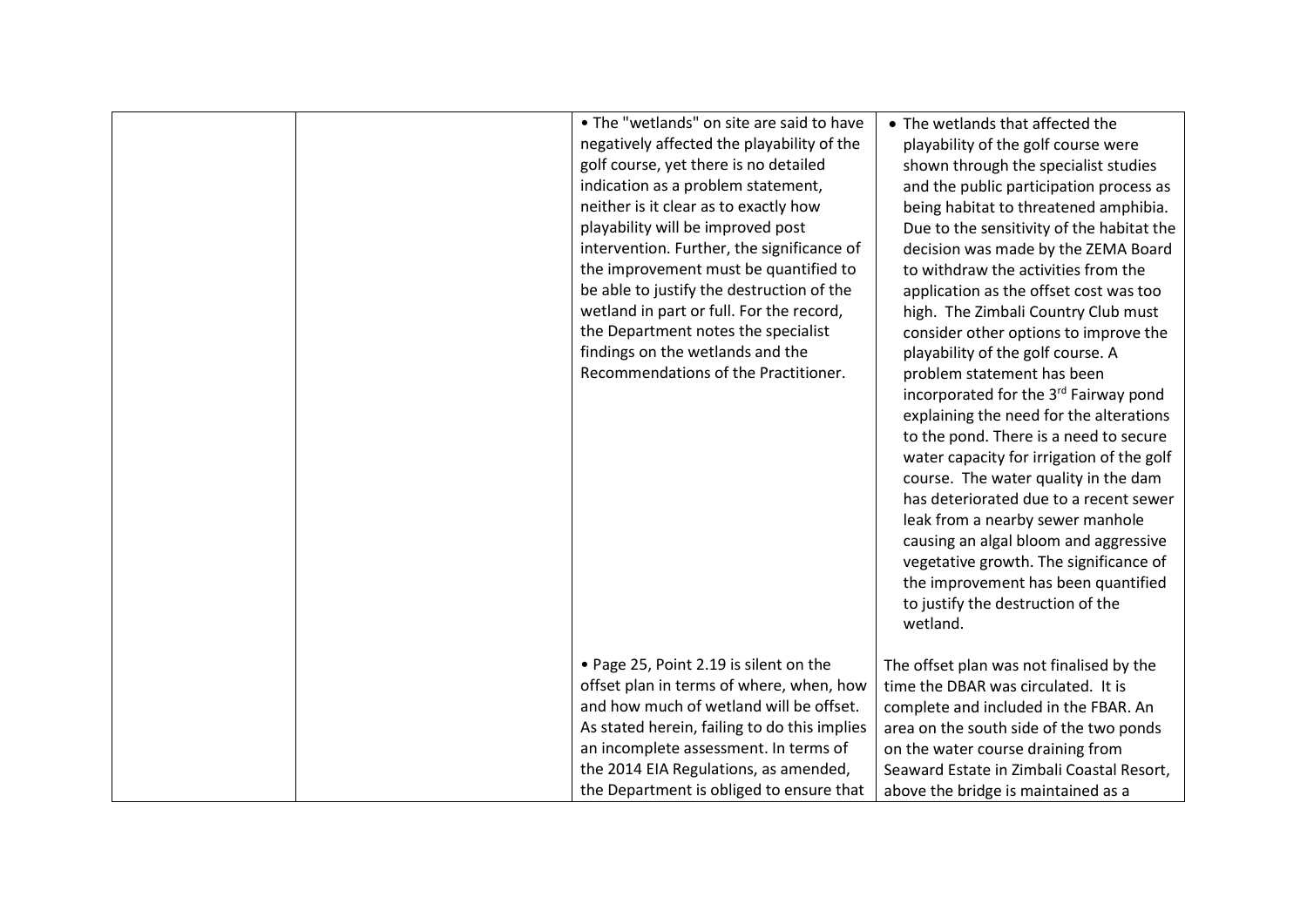|  |  |  |  |
|---|---|---|---|
|  |  | • The "wetlands" on site are said to have negatively affected the playability of the golf course, yet there is no detailed indication as a problem statement, neither is it clear as to exactly how playability will be improved post intervention. Further, the significance of the improvement must be quantified to be able to justify the destruction of the wetland in part or full. For the record, the Department notes the specialist findings on the wetlands and the Recommendations of the Practitioner. | • The wetlands that affected the playability of the golf course were shown through the specialist studies and the public participation process as being habitat to threatened amphibia. Due to the sensitivity of the habitat the decision was made by the ZEMA Board to withdraw the activities from the application as the offset cost was too high. The Zimbali Country Club must consider other options to improve the playability of the golf course. A problem statement has been incorporated for the 3rd Fairway pond explaining the need for the alterations to the pond. There is a need to secure water capacity for irrigation of the golf course. The water quality in the dam has deteriorated due to a recent sewer leak from a nearby sewer manhole causing an algal bloom and aggressive vegetative growth. The significance of the improvement has been quantified to justify the destruction of the wetland. |
|  |  | • Page 25, Point 2.19 is silent on the offset plan in terms of where, when, how and how much of wetland will be offset. As stated herein, failing to do this implies an incomplete assessment. In terms of the 2014 EIA Regulations, as amended, the Department is obliged to ensure that | The offset plan was not finalised by the time the DBAR was circulated. It is complete and included in the FBAR. An area on the south side of the two ponds on the water course draining from Seaward Estate in Zimbali Coastal Resort, above the bridge is maintained as a |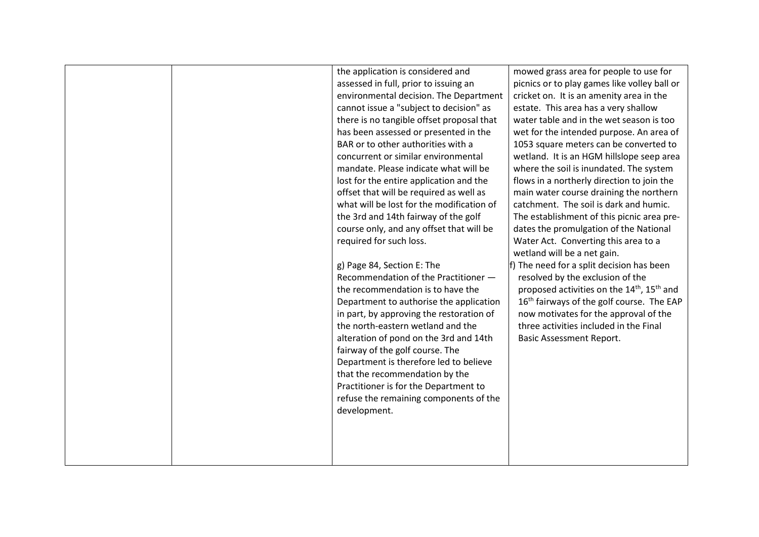|  |  |  |  |
| --- | --- | --- | --- |
|  |  | the application is considered and assessed in full, prior to issuing an environmental decision. The Department cannot issue a "subject to decision" as there is no tangible offset proposal that has been assessed or presented in the BAR or to other authorities with a concurrent or similar environmental mandate. Please indicate what will be lost for the entire application and the offset that will be required as well as what will be lost for the modification of the 3rd and 14th fairway of the golf course only, and any offset that will be required for such loss.<br><br>g) Page 84, Section E: The Recommendation of the Practitioner — the recommendation is to have the Department to authorise the application in part, by approving the restoration of the north-eastern wetland and the alteration of pond on the 3rd and 14th fairway of the golf course. The Department is therefore led to believe that the recommendation by the Practitioner is for the Department to refuse the remaining components of the development. | mowed grass area for people to use for picnics or to play games like volley ball or cricket on. It is an amenity area in the estate. This area has a very shallow water table and in the wet season is too wet for the intended purpose. An area of 1053 square meters can be converted to wetland. It is an HGM hillslope seep area where the soil is inundated. The system flows in a northerly direction to join the main water course draining the northern catchment. The soil is dark and humic. The establishment of this picnic area pre-dates the promulgation of the National Water Act. Converting this area to a wetland will be a net gain.<br>f) The need for a split decision has been resolved by the exclusion of the proposed activities on the 14th, 15th and 16th fairways of the golf course. The EAP now motivates for the approval of the three activities included in the Final Basic Assessment Report. |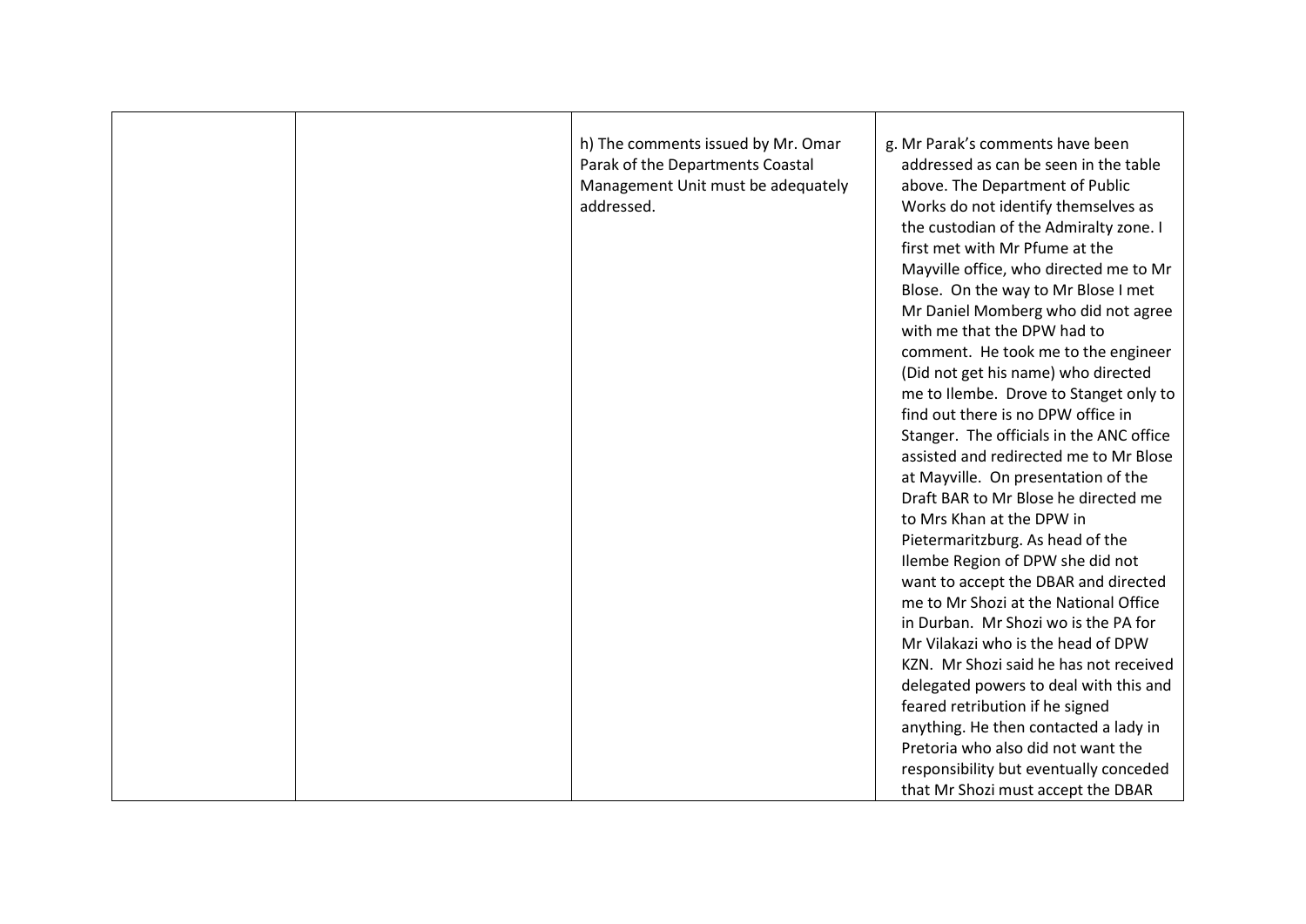| | | | |
|---|---|---|---|
| | | h) The comments issued by Mr. Omar Parak of the Departments Coastal Management Unit must be adequately addressed. | g. Mr Parak's comments have been addressed as can be seen in the table above. The Department of Public Works do not identify themselves as the custodian of the Admiralty zone. I first met with Mr Pfume at the Mayville office, who directed me to Mr Blose. On the way to Mr Blose I met Mr Daniel Momberg who did not agree with me that the DPW had to comment. He took me to the engineer (Did not get his name) who directed me to Ilembe. Drove to Stanget only to find out there is no DPW office in Stanger. The officials in the ANC office assisted and redirected me to Mr Blose at Mayville. On presentation of the Draft BAR to Mr Blose he directed me to Mrs Khan at the DPW in Pietermaritzburg. As head of the Ilembe Region of DPW she did not want to accept the DBAR and directed me to Mr Shozi at the National Office in Durban. Mr Shozi wo is the PA for Mr Vilakazi who is the head of DPW KZN. Mr Shozi said he has not received delegated powers to deal with this and feared retribution if he signed anything. He then contacted a lady in Pretoria who also did not want the responsibility but eventually conceded that Mr Shozi must accept the DBAR |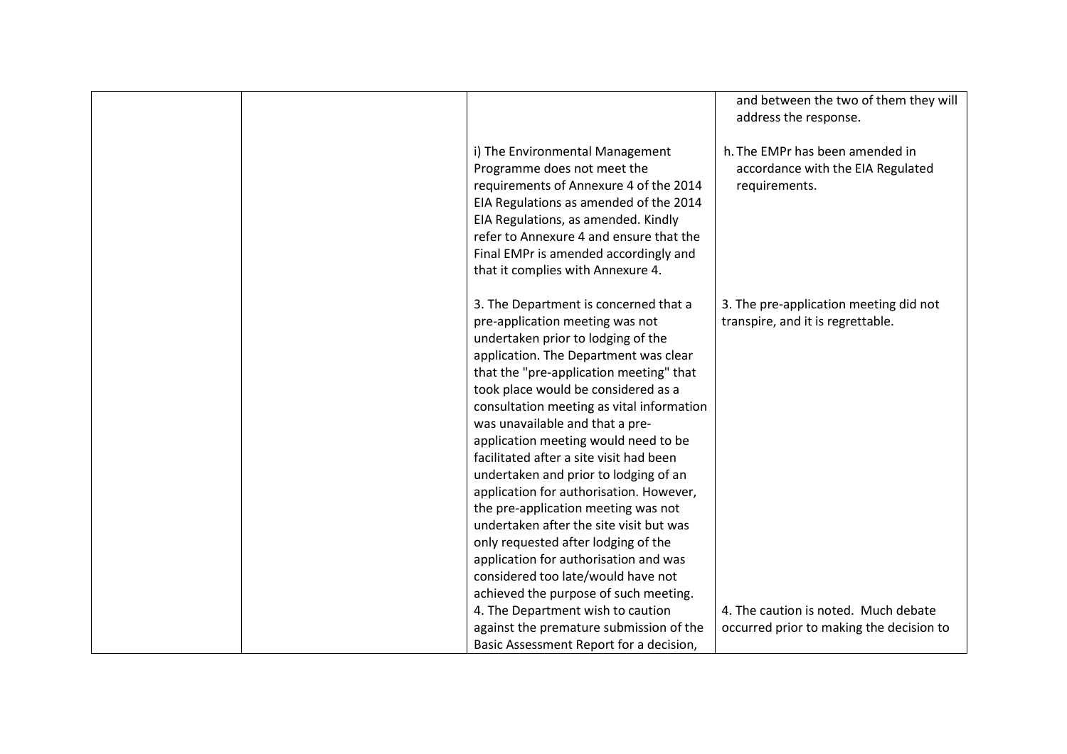|  |  |  |  |
|---|---|---|---|
|  |  |  | and between the two of them they will address the response. |
|  |  | i) The Environmental Management Programme does not meet the requirements of Annexure 4 of the 2014 EIA Regulations as amended of the 2014 EIA Regulations, as amended. Kindly refer to Annexure 4 and ensure that the Final EMPr is amended accordingly and that it complies with Annexure 4. | h. The EMPr has been amended in accordance with the EIA Regulated requirements. |
|  |  | 3. The Department is concerned that a pre-application meeting was not undertaken prior to lodging of the application. The Department was clear that the "pre-application meeting" that took place would be considered as a consultation meeting as vital information was unavailable and that a pre-application meeting would need to be facilitated after a site visit had been undertaken and prior to lodging of an application for authorisation. However, the pre-application meeting was not undertaken after the site visit but was only requested after lodging of the application for authorisation and was considered too late/would have not achieved the purpose of such meeting. | 3. The pre-application meeting did not transpire, and it is regrettable. |
|  |  | 4. The Department wish to caution against the premature submission of the Basic Assessment Report for a decision, | 4. The caution is noted. Much debate occurred prior to making the decision to |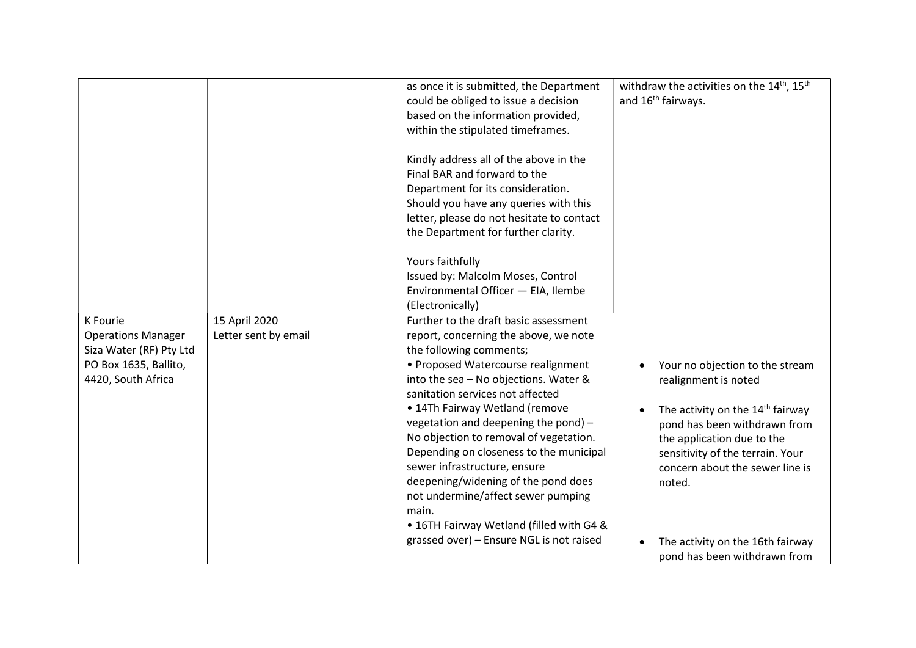| | | | |
|---|---|---|---|
| | | as once it is submitted, the Department could be obliged to issue a decision based on the information provided, within the stipulated timeframes.<br><br>Kindly address all of the above in the Final BAR and forward to the Department for its consideration. Should you have any queries with this letter, please do not hesitate to contact the Department for further clarity.<br><br>Yours faithfully<br>Issued by: Malcolm Moses, Control Environmental Officer — EIA, Ilembe (Electronically) | withdraw the activities on the 14th, 15th and 16th fairways. |
| K Fourie<br>Operations Manager<br>Siza Water (RF) Pty Ltd<br>PO Box 1635, Ballito, 4420, South Africa | 15 April 2020<br>Letter sent by email | Further to the draft basic assessment report, concerning the above, we note the following comments;<br>• Proposed Watercourse realignment into the sea – No objections. Water & sanitation services not affected<br>• 14Th Fairway Wetland (remove vegetation and deepening the pond) – No objection to removal of vegetation. Depending on closeness to the municipal sewer infrastructure, ensure deepening/widening of the pond does not undermine/affect sewer pumping main.<br>• 16TH Fairway Wetland (filled with G4 & grassed over) – Ensure NGL is not raised | • Your no objection to the stream realignment is noted<br><br>• The activity on the 14th fairway pond has been withdrawn from the application due to the sensitivity of the terrain. Your concern about the sewer line is noted.<br><br>• The activity on the 16th fairway pond has been withdrawn from |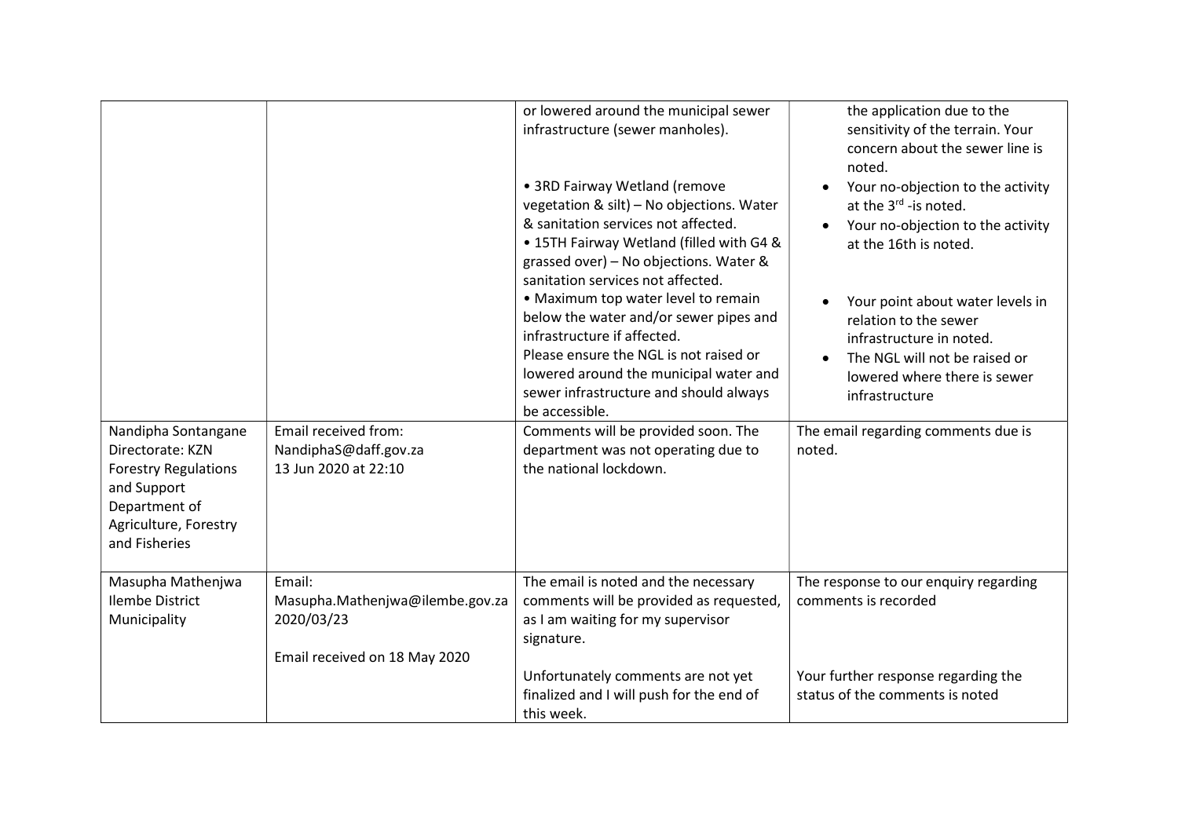| | | | |
|---|---|---|---|
| | | or lowered around the municipal sewer infrastructure (sewer manholes).<br><br>• 3RD Fairway Wetland (remove vegetation & silt) – No objections. Water & sanitation services not affected.<br>• 15TH Fairway Wetland (filled with G4 & grassed over) – No objections. Water & sanitation services not affected.<br>• Maximum top water level to remain below the water and/or sewer pipes and infrastructure if affected.<br>Please ensure the NGL is not raised or lowered around the municipal water and sewer infrastructure and should always be accessible. | the application due to the sensitivity of the terrain. Your concern about the sewer line is noted.<br>• Your no-objection to the activity at the 3rd -is noted.<br>• Your no-objection to the activity at the 16th is noted.<br><br>• Your point about water levels in relation to the sewer infrastructure in noted.<br>• The NGL will not be raised or lowered where there is sewer infrastructure |
| Nandipha Sontangane<br>Directorate: KZN Forestry Regulations and Support<br>Department of Agriculture, Forestry and Fisheries | Email received from:<br>NandiphaS@daff.gov.za<br>13 Jun 2020 at 22:10 | Comments will be provided soon. The department was not operating due to the national lockdown. | The email regarding comments due is noted. |
| Masupha Mathenjwa<br>Ilembe District Municipality | Email:<br>Masupha.Mathenjwa@ilembe.gov.za<br>2020/03/23<br><br>Email received on 18 May 2020 | The email is noted and the necessary comments will be provided as requested, as I am waiting for my supervisor signature.<br><br>Unfortunately comments are not yet finalized and I will push for the end of this week. | The response to our enquiry regarding comments is recorded<br><br>Your further response regarding the status of the comments is noted |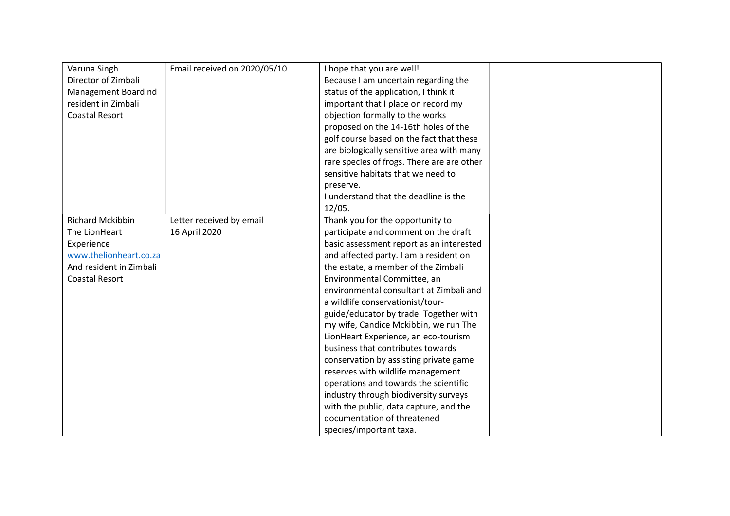| | | | |
|---|---|---|---|
| Varuna Singh<br>Director of Zimbali Management Board nd resident in Zimbali Coastal Resort | Email received on 2020/05/10 | I hope that you are well!<br>Because I am uncertain regarding the status of the application, I think it important that I place on record my objection formally to the works proposed on the 14-16th holes of the golf course based on the fact that these are biologically sensitive area with many rare species of frogs. There are are other sensitive habitats that we need to preserve.<br>I understand that the deadline is the 12/05. | |
| Richard Mckibbin<br>The LionHeart Experience<br>www.thelionheart.co.za<br>And resident in Zimbali Coastal Resort | Letter received by email<br>16 April 2020 | Thank you for the opportunity to participate and comment on the draft basic assessment report as an interested and affected party. I am a resident on the estate, a member of the Zimbali Environmental Committee, an environmental consultant at Zimbali and a wildlife conservationist/tour-guide/educator by trade. Together with my wife, Candice Mckibbin, we run The LionHeart Experience, an eco-tourism business that contributes towards conservation by assisting private game reserves with wildlife management operations and towards the scientific industry through biodiversity surveys with the public, data capture, and the documentation of threatened species/important taxa. | |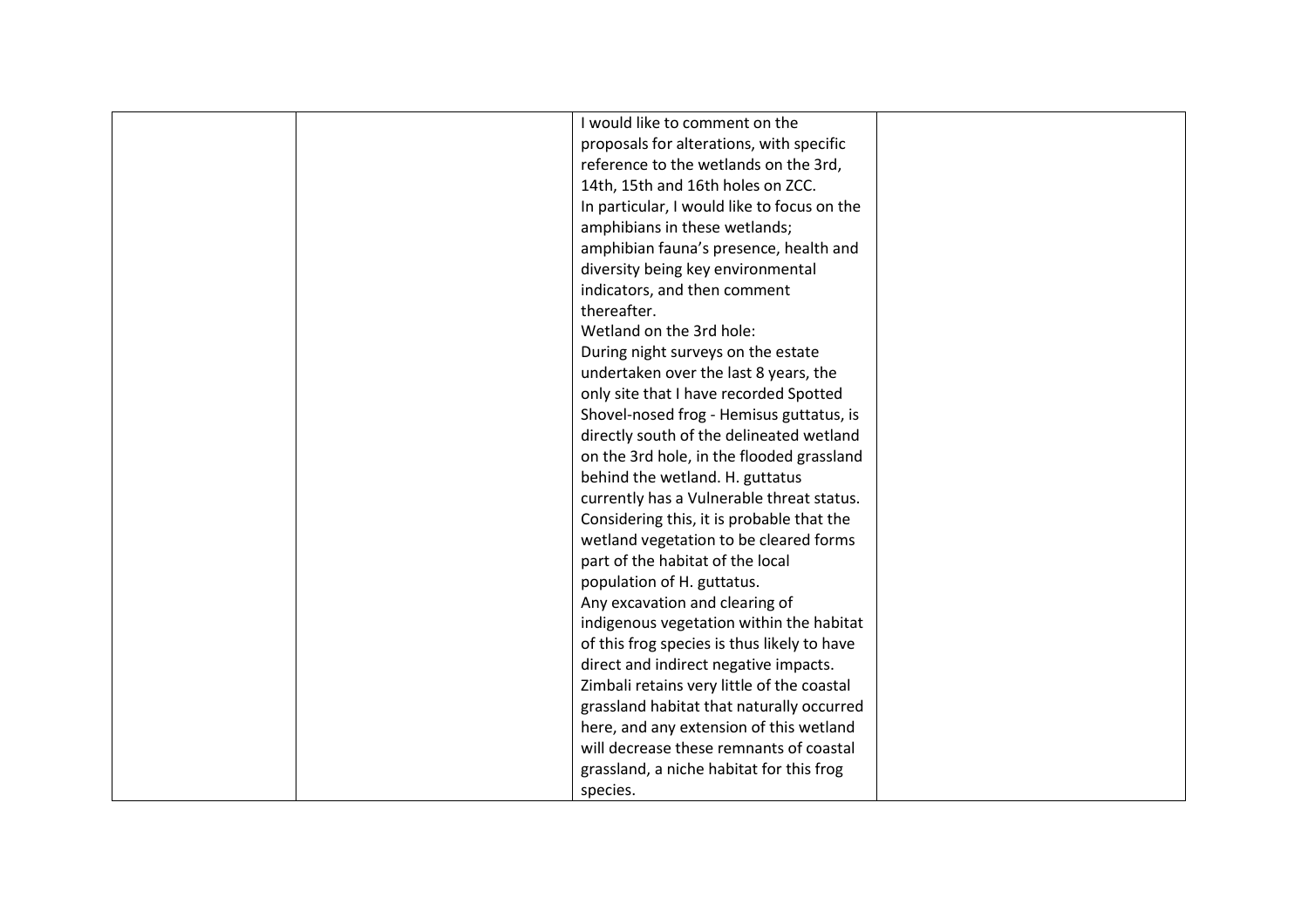|  |  | I would like to comment on the proposals for alterations, with specific reference to the wetlands on the 3rd, 14th, 15th and 16th holes on ZCC.<br>In particular, I would like to focus on the amphibians in these wetlands; amphibian fauna's presence, health and diversity being key environmental indicators, and then comment thereafter.<br>Wetland on the 3rd hole:<br>During night surveys on the estate undertaken over the last 8 years, the only site that I have recorded Spotted Shovel-nosed frog - Hemisus guttatus, is directly south of the delineated wetland on the 3rd hole, in the flooded grassland behind the wetland. H. guttatus currently has a Vulnerable threat status. Considering this, it is probable that the wetland vegetation to be cleared forms part of the habitat of the local population of H. guttatus.<br>Any excavation and clearing of indigenous vegetation within the habitat of this frog species is thus likely to have direct and indirect negative impacts. Zimbali retains very little of the coastal grassland habitat that naturally occurred here, and any extension of this wetland will decrease these remnants of coastal grassland, a niche habitat for this frog species. |  |
|---|---|---|---|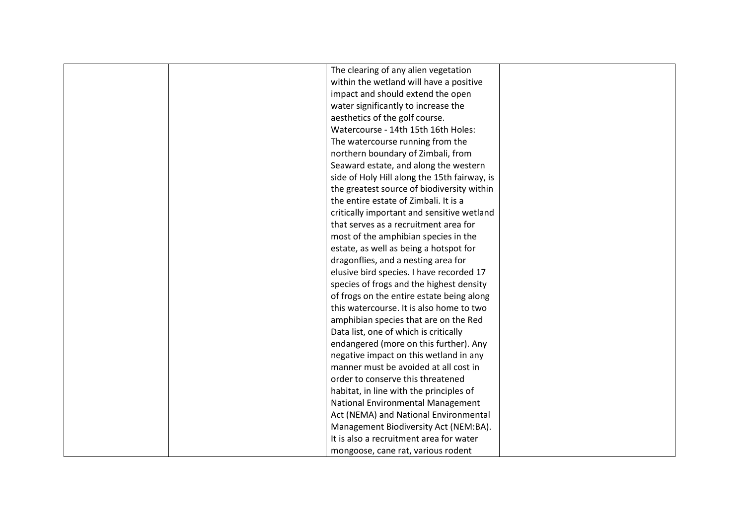| | | | |
|---|---|---|---|
| | | The clearing of any alien vegetation within the wetland will have a positive impact and should extend the open water significantly to increase the aesthetics of the golf course.<br>Watercourse - 14th 15th 16th Holes: The watercourse running from the northern boundary of Zimbali, from Seaward estate, and along the western side of Holy Hill along the 15th fairway, is the greatest source of biodiversity within the entire estate of Zimbali. It is a critically important and sensitive wetland that serves as a recruitment area for most of the amphibian species in the estate, as well as being a hotspot for dragonflies, and a nesting area for elusive bird species. I have recorded 17 species of frogs and the highest density of frogs on the entire estate being along this watercourse. It is also home to two amphibian species that are on the Red Data list, one of which is critically endangered (more on this further). Any negative impact on this wetland in any manner must be avoided at all cost in order to conserve this threatened habitat, in line with the principles of National Environmental Management Act (NEMA) and National Environmental Management Biodiversity Act (NEM:BA). It is also a recruitment area for water mongoose, cane rat, various rodent | |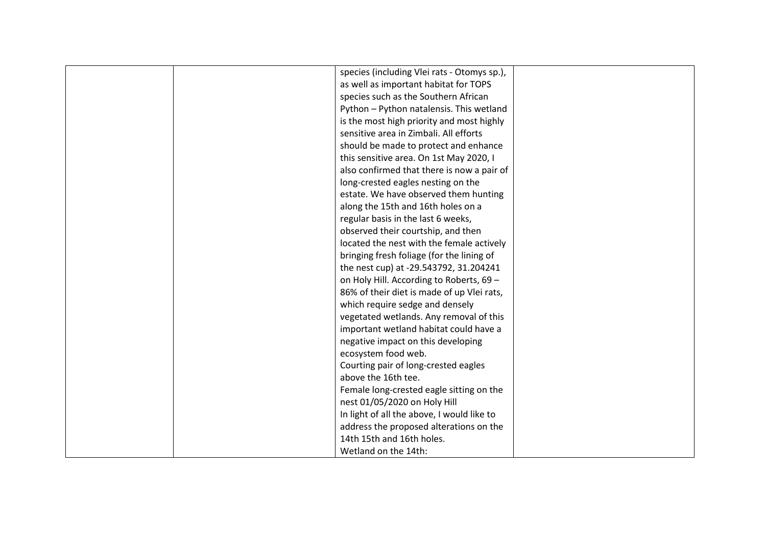|  |  | species (including Vlei rats - Otomys sp.), as well as important habitat for TOPS species such as the Southern African Python – Python natalensis. This wetland is the most high priority and most highly sensitive area in Zimbali. All efforts should be made to protect and enhance this sensitive area. On 1st May 2020, I also confirmed that there is now a pair of long-crested eagles nesting on the estate. We have observed them hunting along the 15th and 16th holes on a regular basis in the last 6 weeks, observed their courtship, and then located the nest with the female actively bringing fresh foliage (for the lining of the nest cup) at -29.543792, 31.204241 on Holy Hill. According to Roberts, 69 – 86% of their diet is made of up Vlei rats, which require sedge and densely vegetated wetlands. Any removal of this important wetland habitat could have a negative impact on this developing ecosystem food web.<br>Courting pair of long-crested eagles above the 16th tee.<br>Female long-crested eagle sitting on the nest 01/05/2020 on Holy Hill<br>In light of all the above, I would like to address the proposed alterations on the 14th 15th and 16th holes.<br>Wetland on the 14th: |  |
|---|---|---|---|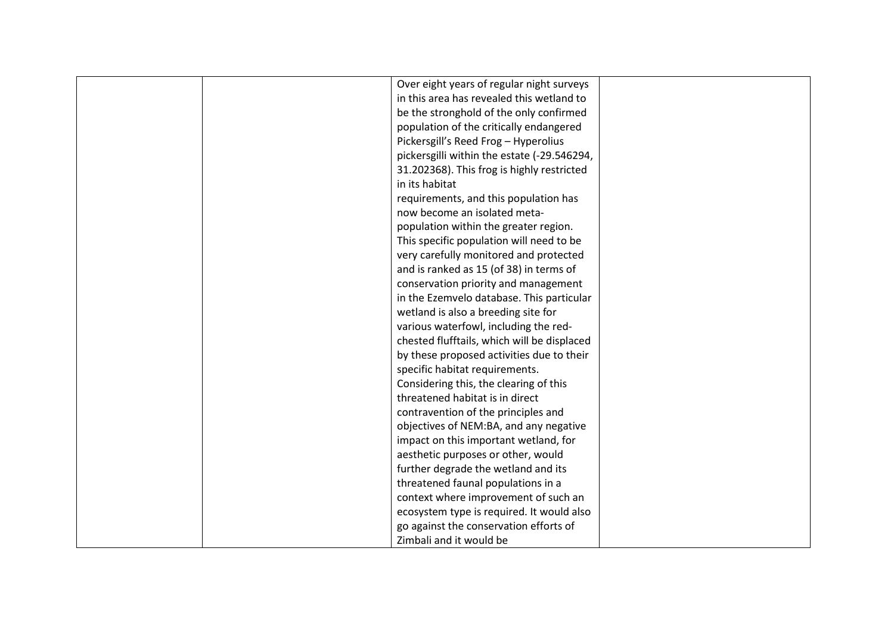|  |  | Over eight years of regular night surveys in this area has revealed this wetland to be the stronghold of the only confirmed population of the critically endangered Pickersgill's Reed Frog – Hyperolius pickersgilli within the estate (-29.546294, 31.202368). This frog is highly restricted in its habitat requirements, and this population has now become an isolated meta-population within the greater region. This specific population will need to be very carefully monitored and protected and is ranked as 15 (of 38) in terms of conservation priority and management in the Ezemvelo database. This particular wetland is also a breeding site for various waterfowl, including the red-chested flufftails, which will be displaced by these proposed activities due to their specific habitat requirements. Considering this, the clearing of this threatened habitat is in direct contravention of the principles and objectives of NEM:BA, and any negative impact on this important wetland, for aesthetic purposes or other, would further degrade the wetland and its threatened faunal populations in a context where improvement of such an ecosystem type is required. It would also go against the conservation efforts of Zimbali and it would be |  |
|---|---|---|---|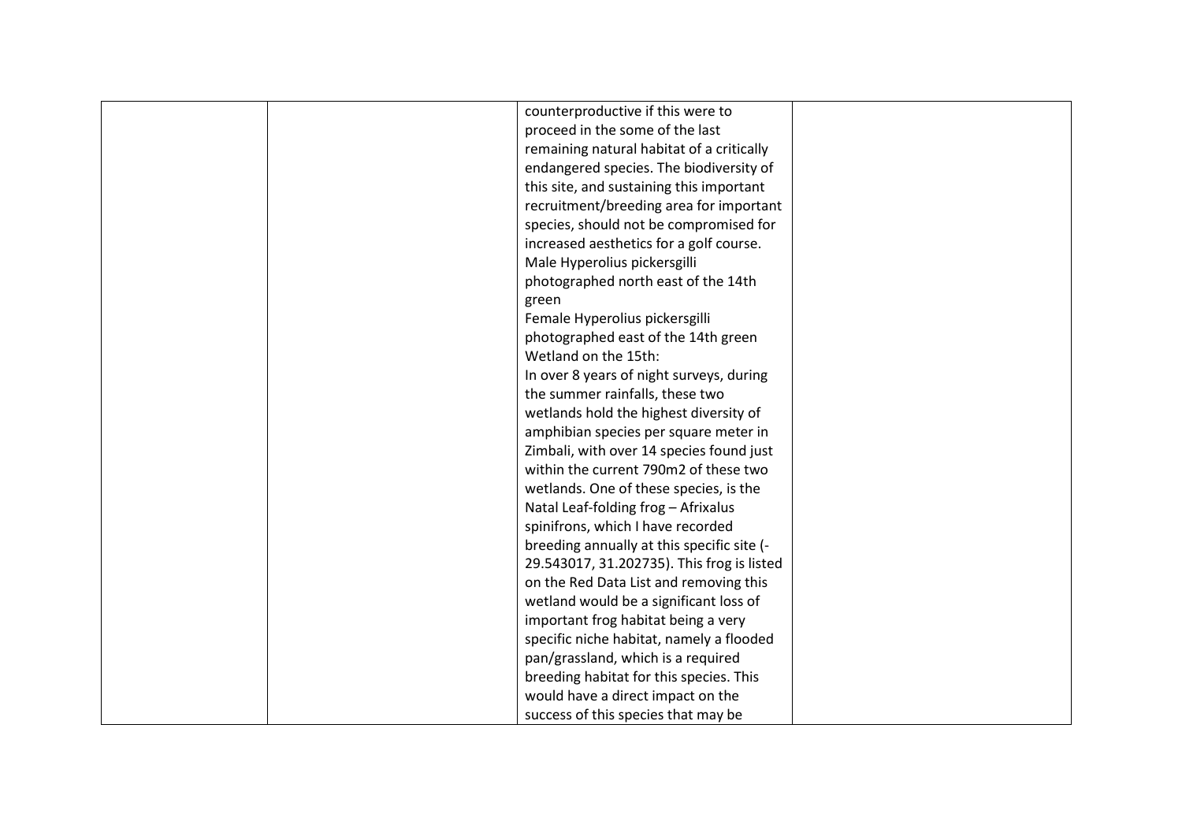|  |  |  |  |
|---|---|---|---|
|  |  | counterproductive if this were to proceed in the some of the last remaining natural habitat of a critically endangered species. The biodiversity of this site, and sustaining this important recruitment/breeding area for important species, should not be compromised for increased aesthetics for a golf course.<br>Male Hyperolius pickersgilli photographed north east of the 14th green<br>Female Hyperolius pickersgilli photographed east of the 14th green<br>Wetland on the 15th:<br>In over 8 years of night surveys, during the summer rainfalls, these two wetlands hold the highest diversity of amphibian species per square meter in Zimbali, with over 14 species found just within the current 790m2 of these two wetlands. One of these species, is the Natal Leaf-folding frog – Afrixalus spinifrons, which I have recorded breeding annually at this specific site (-29.543017, 31.202735). This frog is listed on the Red Data List and removing this wetland would be a significant loss of important frog habitat being a very specific niche habitat, namely a flooded pan/grassland, which is a required breeding habitat for this species. This would have a direct impact on the success of this species that may be |  |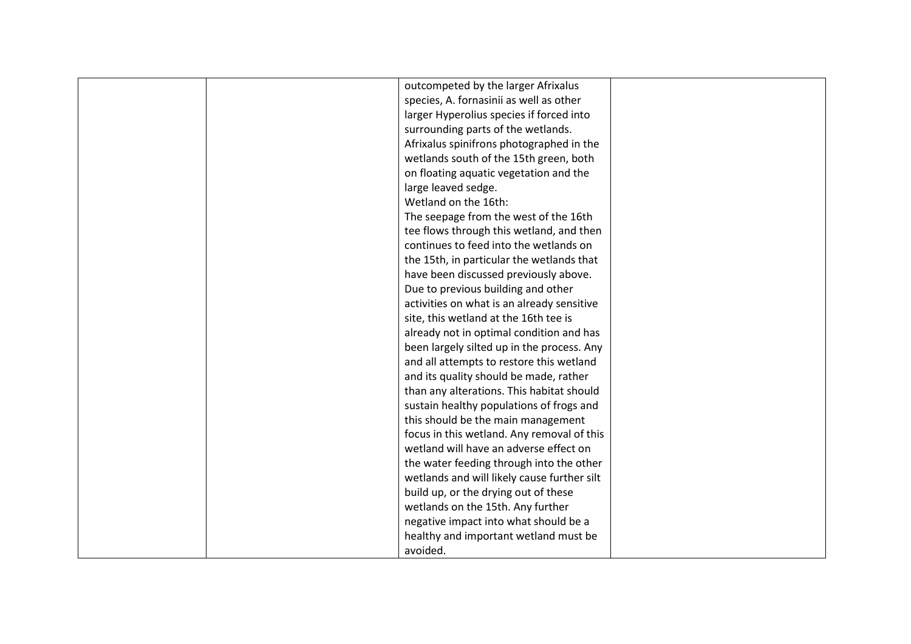|  |  |  |  |
|---|---|---|---|
|  |  | outcompeted by the larger Afrixalus species, A. fornasinii as well as other larger Hyperolius species if forced into surrounding parts of the wetlands. Afrixalus spinifrons photographed in the wetlands south of the 15th green, both on floating aquatic vegetation and the large leaved sedge.<br>Wetland on the 16th:<br>The seepage from the west of the 16th tee flows through this wetland, and then continues to feed into the wetlands on the 15th, in particular the wetlands that have been discussed previously above. Due to previous building and other activities on what is an already sensitive site, this wetland at the 16th tee is already not in optimal condition and has been largely silted up in the process. Any and all attempts to restore this wetland and its quality should be made, rather than any alterations. This habitat should sustain healthy populations of frogs and this should be the main management focus in this wetland. Any removal of this wetland will have an adverse effect on the water feeding through into the other wetlands and will likely cause further silt build up, or the drying out of these wetlands on the 15th. Any further negative impact into what should be a healthy and important wetland must be avoided. |  |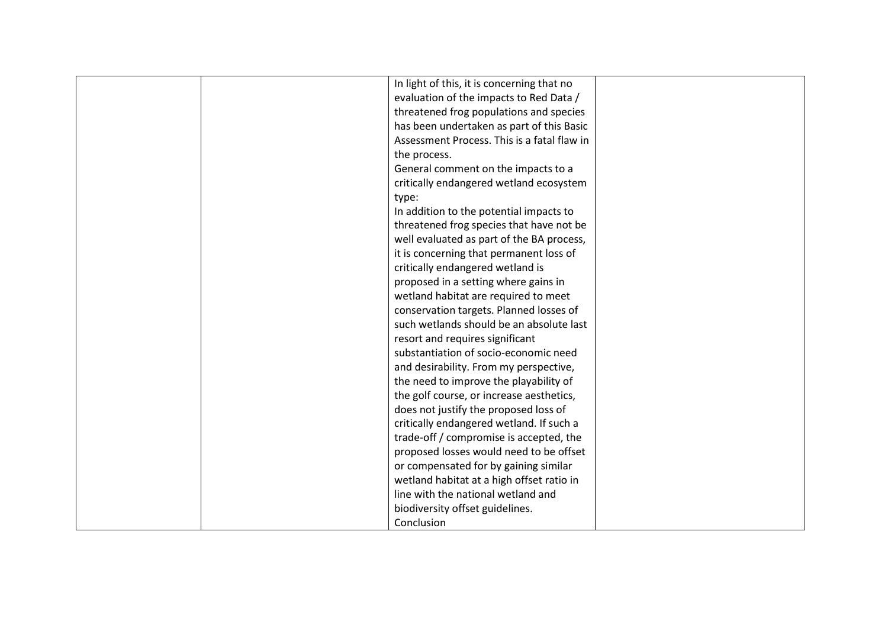|  |  |  |  |
| --- | --- | --- | --- |
|  |  | In light of this, it is concerning that no evaluation of the impacts to Red Data / threatened frog populations and species has been undertaken as part of this Basic Assessment Process. This is a fatal flaw in the process.<br>General comment on the impacts to a critically endangered wetland ecosystem type:<br>In addition to the potential impacts to threatened frog species that have not be well evaluated as part of the BA process, it is concerning that permanent loss of critically endangered wetland is proposed in a setting where gains in wetland habitat are required to meet conservation targets. Planned losses of such wetlands should be an absolute last resort and requires significant substantiation of socio-economic need and desirability. From my perspective, the need to improve the playability of the golf course, or increase aesthetics, does not justify the proposed loss of critically endangered wetland. If such a trade-off / compromise is accepted, the proposed losses would need to be offset or compensated for by gaining similar wetland habitat at a high offset ratio in line with the national wetland and biodiversity offset guidelines.<br>Conclusion |  |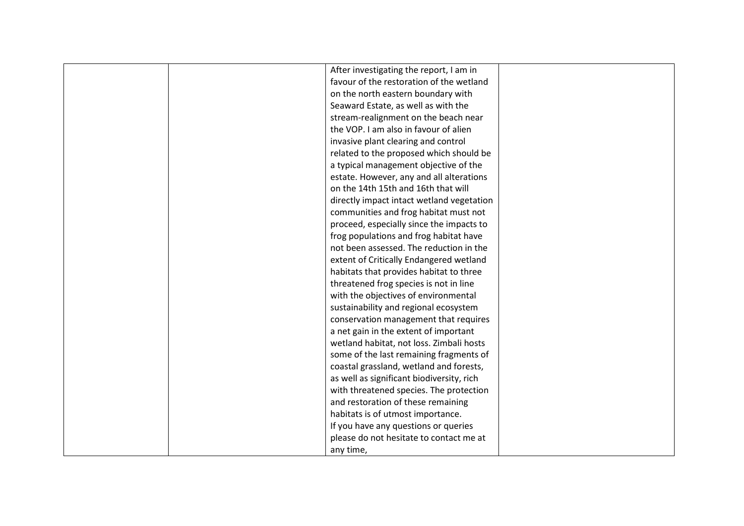|  |  |  |  |
|---|---|---|---|
|  |  | After investigating the report, I am in favour of the restoration of the wetland on the north eastern boundary with Seaward Estate, as well as with the stream-realignment on the beach near the VOP. I am also in favour of alien invasive plant clearing and control related to the proposed which should be a typical management objective of the estate. However, any and all alterations on the 14th 15th and 16th that will directly impact intact wetland vegetation communities and frog habitat must not proceed, especially since the impacts to frog populations and frog habitat have not been assessed. The reduction in the extent of Critically Endangered wetland habitats that provides habitat to three threatened frog species is not in line with the objectives of environmental sustainability and regional ecosystem conservation management that requires a net gain in the extent of important wetland habitat, not loss. Zimbali hosts some of the last remaining fragments of coastal grassland, wetland and forests, as well as significant biodiversity, rich with threatened species. The protection and restoration of these remaining habitats is of utmost importance.<br>If you have any questions or queries please do not hesitate to contact me at any time, |  |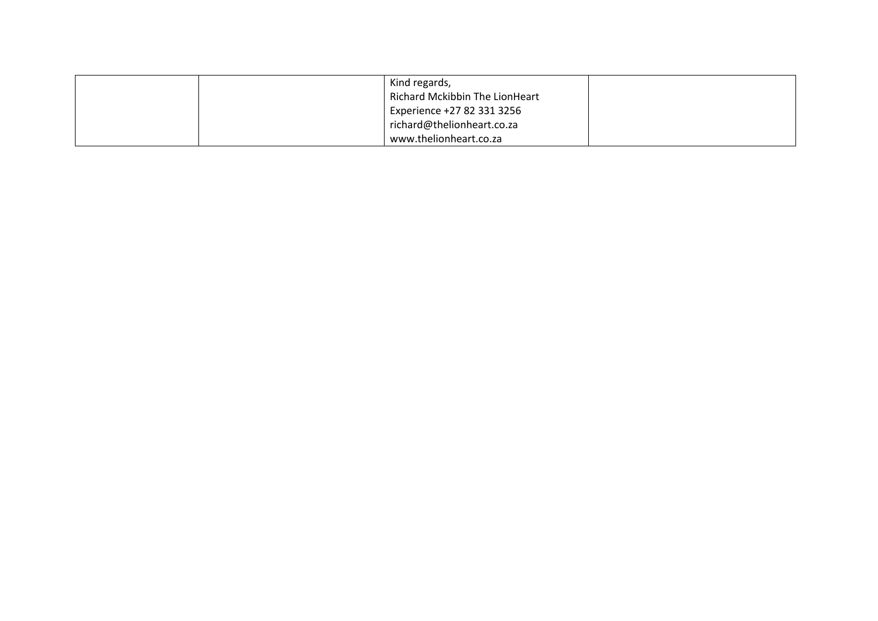| | | | |
|---|---|---|---|
| | | Kind regards,<br>Richard Mckibbin The LionHeart Experience +27 82 331 3256<br>richard@thelionheart.co.za<br>www.thelionheart.co.za | |